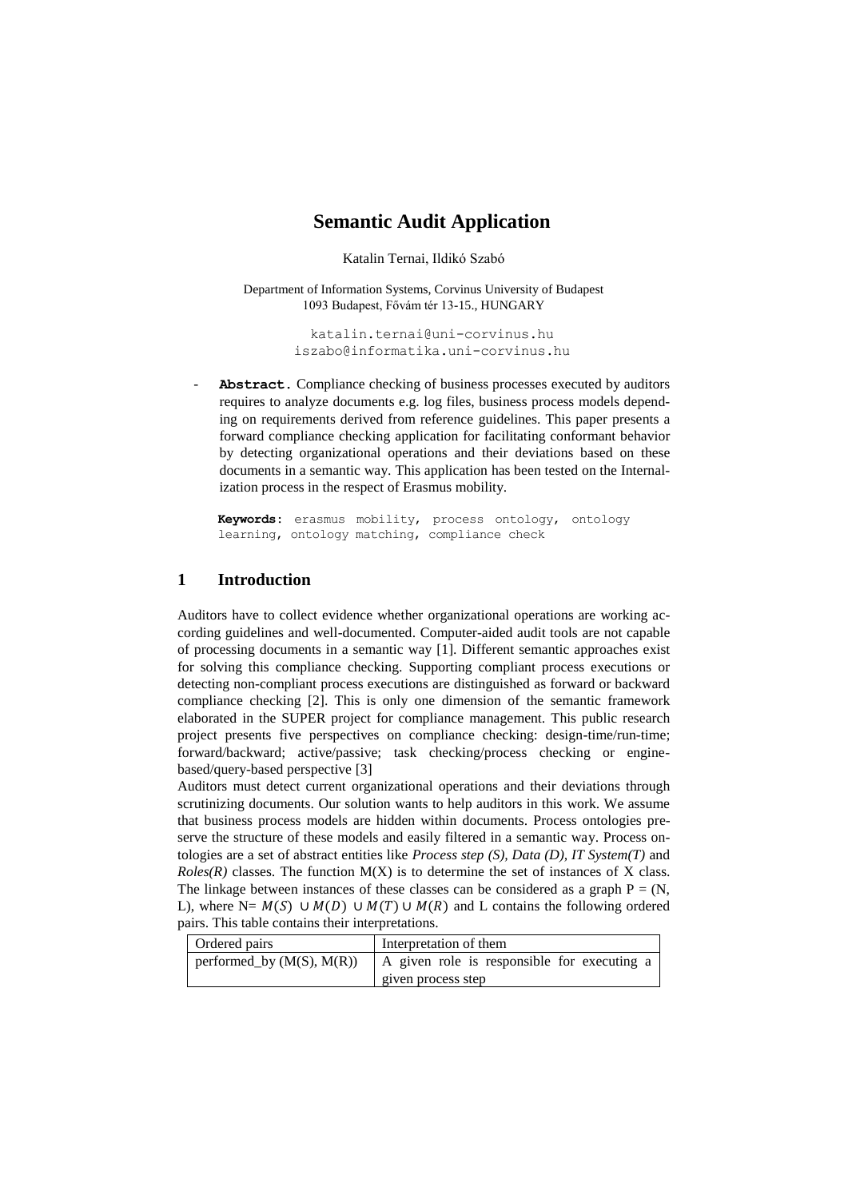# Semantic Audit Application

Katalin Ternai, Ildikó Szabó

Department of Information Systems, Corvinus University of Budapest
1093 Budapest, Fővám tér 13-15., HUNGARY

katalin.ternai@uni-corvinus.hu
iszabo@informatika.uni-corvinus.hu

- **Abstract.** Compliance checking of business processes executed by auditors requires to analyze documents e.g. log files, business process models depending on requirements derived from reference guidelines. This paper presents a forward compliance checking application for facilitating conformant behavior by detecting organizational operations and their deviations based on these documents in a semantic way. This application has been tested on the Internalization process in the respect of Erasmus mobility.

**Keywords:** erasmus mobility, process ontology, ontology learning, ontology matching, compliance check

## 1 Introduction

Auditors have to collect evidence whether organizational operations are working according guidelines and well-documented. Computer-aided audit tools are not capable of processing documents in a semantic way [1]. Different semantic approaches exist for solving this compliance checking. Supporting compliant process executions or detecting non-compliant process executions are distinguished as forward or backward compliance checking [2]. This is only one dimension of the semantic framework elaborated in the SUPER project for compliance management. This public research project presents five perspectives on compliance checking: design-time/run-time; forward/backward; active/passive; task checking/process checking or engine-based/query-based perspective [3]

Auditors must detect current organizational operations and their deviations through scrutinizing documents. Our solution wants to help auditors in this work. We assume that business process models are hidden within documents. Process ontologies preserve the structure of these models and easily filtered in a semantic way. Process ontologies are a set of abstract entities like *Process step (S), Data (D), IT System(T)* and *Roles(R)* classes. The function M(X) is to determine the set of instances of X class. The linkage between instances of these classes can be considered as a graph P = (N, L), where N= $M(S) \cup M(D) \cup M(T) \cup M(R)$ and L contains the following ordered pairs. This table contains their interpretations.

| Ordered pairs | Interpretation of them |
|---|---|
| performed_by (M(S), M(R)) | A given role is responsible for executing a given process step |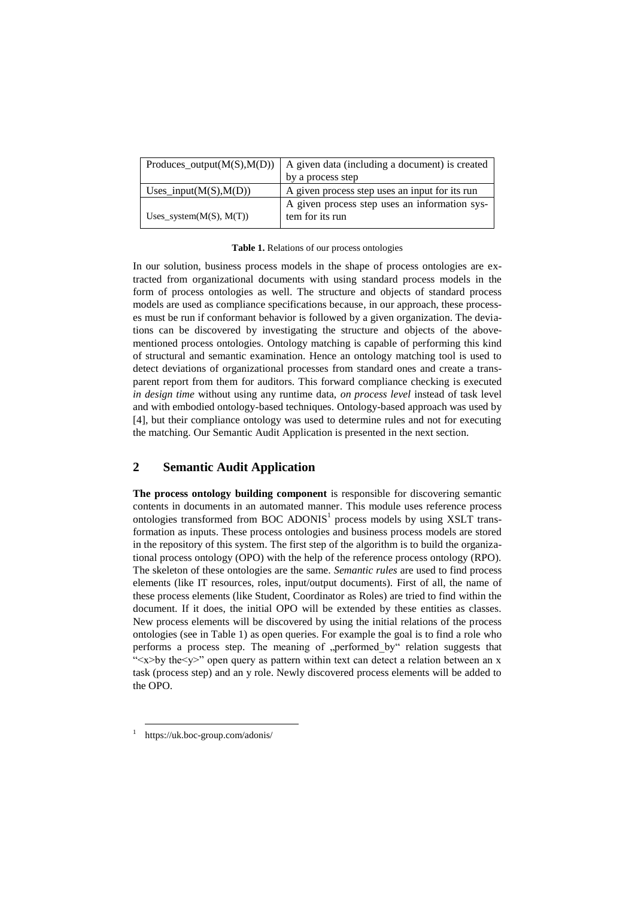| Produces_output(M(S),M(D)) | A given data (including a document) is created by a process step |
|---|---|
| Uses_input(M(S),M(D)) | A given process step uses an input for its run |
| Uses_system(M(S), M(T)) | A given process step uses an information system for its run |

**Table 1.** Relations of our process ontologies

In our solution, business process models in the shape of process ontologies are extracted from organizational documents with using standard process models in the form of process ontologies as well. The structure and objects of standard process models are used as compliance specifications because, in our approach, these processes must be run if conformant behavior is followed by a given organization. The deviations can be discovered by investigating the structure and objects of the above-mentioned process ontologies. Ontology matching is capable of performing this kind of structural and semantic examination. Hence an ontology matching tool is used to detect deviations of organizational processes from standard ones and create a transparent report from them for auditors. This forward compliance checking is executed *in design time* without using any runtime data, *on process level* instead of task level and with embodied ontology-based techniques. Ontology-based approach was used by [4], but their compliance ontology was used to determine rules and not for executing the matching. Our Semantic Audit Application is presented in the next section.

## 2 Semantic Audit Application

**The process ontology building component** is responsible for discovering semantic contents in documents in an automated manner. This module uses reference process ontologies transformed from BOC ADONIS[1] process models by using XSLT transformation as inputs. These process ontologies and business process models are stored in the repository of this system. The first step of the algorithm is to build the organizational process ontology (OPO) with the help of the reference process ontology (RPO). The skeleton of these ontologies are the same. *Semantic rules* are used to find process elements (like IT resources, roles, input/output documents). First of all, the name of these process elements (like Student, Coordinator as Roles) are tried to find within the document. If it does, the initial OPO will be extended by these entities as classes. New process elements will be discovered by using the initial relations of the process ontologies (see in Table 1) as open queries. For example the goal is to find a role who performs a process step. The meaning of „performed_by" relation suggests that "<x>by the<y>" open query as pattern within text can detect a relation between an x task (process step) and an y role. Newly discovered process elements will be added to the OPO.

[1] https://uk.boc-group.com/adonis/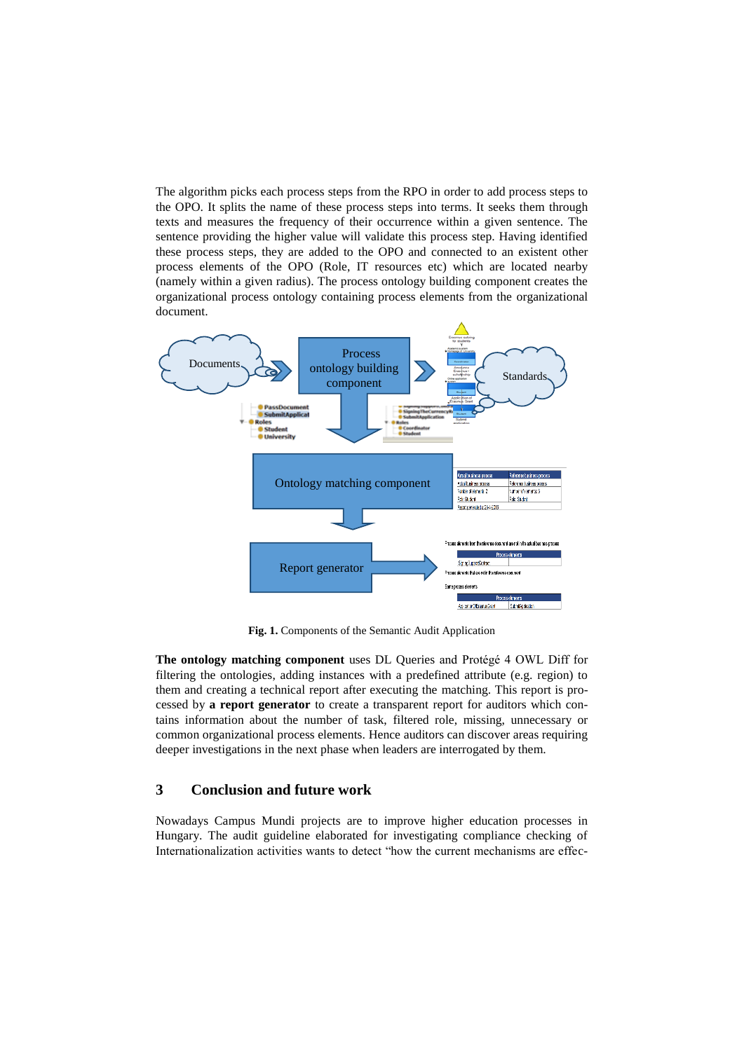The algorithm picks each process steps from the RPO in order to add process steps to the OPO. It splits the name of these process steps into terms. It seeks them through texts and measures the frequency of their occurrence within a given sentence. The sentence providing the higher value will validate this process step. Having identified these process steps, they are added to the OPO and connected to an existent other process elements of the OPO (Role, IT resources etc) which are located nearby (namely within a given radius). The process ontology building component creates the organizational process ontology containing process elements from the organizational document.

**Fig. 1.** Components of the Semantic Audit Application

**The ontology matching component** uses DL Queries and Protégé 4 OWL Diff for filtering the ontologies, adding instances with a predefined attribute (e.g. region) to them and creating a technical report after executing the matching. This report is processed by **a report generator** to create a transparent report for auditors which contains information about the number of task, filtered role, missing, unnecessary or common organizational process elements. Hence auditors can discover areas requiring deeper investigations in the next phase when leaders are interrogated by them.

## 3 Conclusion and future work

Nowadays Campus Mundi projects are to improve higher education processes in Hungary. The audit guideline elaborated for investigating compliance checking of Internationalization activities wants to detect "how the current mechanisms are effec-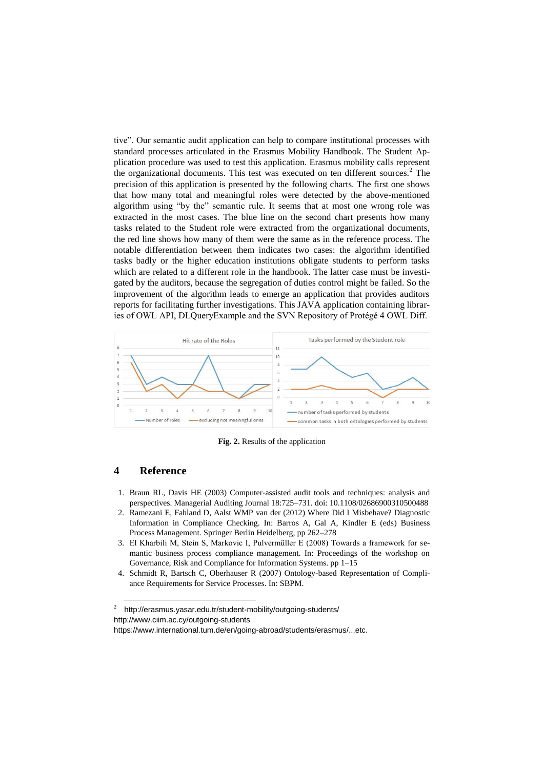tive". Our semantic audit application can help to compare institutional processes with standard processes articulated in the Erasmus Mobility Handbook. The Student Application procedure was used to test this application. Erasmus mobility calls represent the organizational documents. This test was executed on ten different sources.[2] The precision of this application is presented by the following charts. The first one shows that how many total and meaningful roles were detected by the above-mentioned algorithm using "by the" semantic rule. It seems that at most one wrong role was extracted in the most cases. The blue line on the second chart presents how many tasks related to the Student role were extracted from the organizational documents, the red line shows how many of them were the same as in the reference process. The notable differentiation between them indicates two cases: the algorithm identified tasks badly or the higher education institutions obligate students to perform tasks which are related to a different role in the handbook. The latter case must be investigated by the auditors, because the segregation of duties control might be failed. So the improvement of the algorithm leads to emerge an application that provides auditors reports for facilitating further investigations. This JAVA application containing libraries of OWL API, DLQueryExample and the SVN Repository of Protégé 4 OWL Diff.

Hit rate of the Roles

8
7
6
5
4
3
2
1
0

1 2 3 4 5 6 7 8 9 10

Number of roles
excluding not meaningful ones

Tasks performed by the Student role

12
10
8
6
4
2
0

1 2 3 4 5 6 7 8 9 10

number of tasks performed by students
common tasks in both ontologies performed by students

**Fig. 2.** Results of the application

## 4 Reference

1. Braun RL, Davis HE (2003) Computer-assisted audit tools and techniques: analysis and perspectives. Managerial Auditing Journal 18:725–731. doi: 10.1108/02686900310500488
2. Ramezani E, Fahland D, Aalst WMP van der (2012) Where Did I Misbehave? Diagnostic Information in Compliance Checking. In: Barros A, Gal A, Kindler E (eds) Business Process Management. Springer Berlin Heidelberg, pp 262–278
3. El Kharbili M, Stein S, Markovic I, Pulvermüller E (2008) Towards a framework for semantic business process compliance management. In: Proceedings of the workshop on Governance, Risk and Compliance for Information Systems. pp 1–15
4. Schmidt R, Bartsch C, Oberhauser R (2007) Ontology-based Representation of Compliance Requirements for Service Processes. In: SBPM.

[2] http://erasmus.yasar.edu.tr/student-mobility/outgoing-students/
http://www.ciim.ac.cy/outgoing-students
https://www.international.tum.de/en/going-abroad/students/erasmus/...etc.